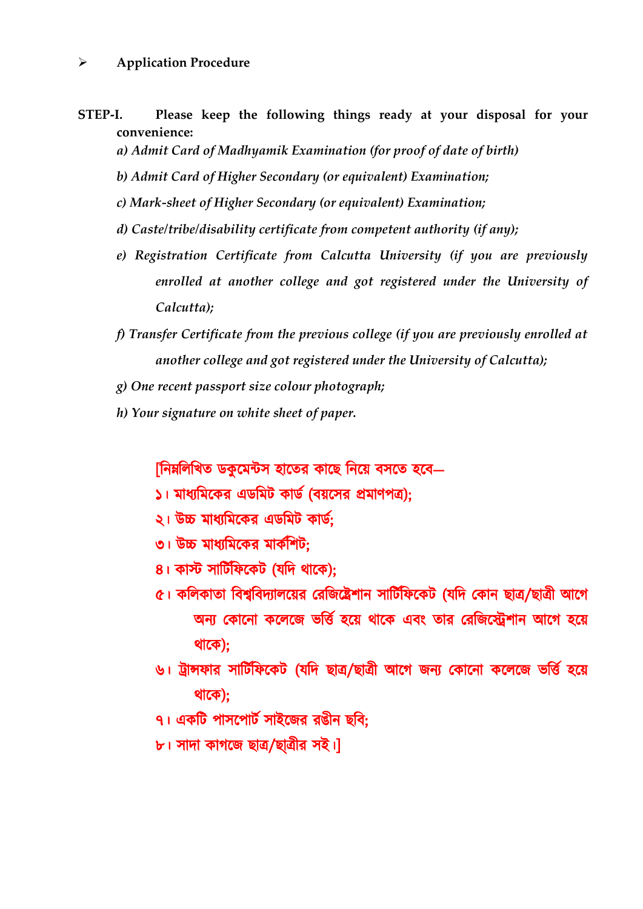- **Application Procedure**

**STEP-I.** **Please keep the following things ready at your disposal for your convenience:**

*a) Admit Card of Madhyamik Examination (for proof of date of birth)*

*b) Admit Card of Higher Secondary (or equivalent) Examination;*

*c) Mark-sheet of Higher Secondary (or equivalent) Examination;*

*d) Caste/tribe/disability certificate from competent authority (if any);*

*e) Registration Certificate from Calcutta University (if you are previously enrolled at another college and got registered under the University of Calcutta);*

*f) Transfer Certificate from the previous college (if you are previously enrolled at another college and got registered under the University of Calcutta);*

*g) One recent passport size colour photograph;*

*h) Your signature on white sheet of paper.*

[নিম্নলিখিত ডকুমেন্টস হাতের কাছে নিয়ে বসতে হবে—

১। মাধ্যমিকের এডমিট কার্ড (বয়সের প্রমাণপত্র);

২। উচ্চ মাধ্যমিকের এডমিট কার্ড;

৩। উচ্চ মাধ্যমিকের মার্কশিট;

৪। কাস্ট সার্টিফিকেট (যদি থাকে);

৫। কলিকাতা বিশ্ববিদ্যালয়ের রেজিষ্ট্রেশান সার্টিফিকেট (যদি কোন ছাত্র/ছাত্রী আগে অন্য কোনো কলেজে ভর্ত্তি হয়ে থাকে এবং তার রেজিস্ট্রেশান আগে হয়ে থাকে);

৬। ট্রান্সফার সার্টিফিকেট (যদি ছাত্র/ছাত্রী আগে অন্য কোনো কলেজে ভর্ত্তি হয়ে থাকে);

৭। একটি পাসপোর্ট সাইজের রঙীন ছবি;

৮। সাদা কাগজে ছাত্র/ছাত্রীর সই।]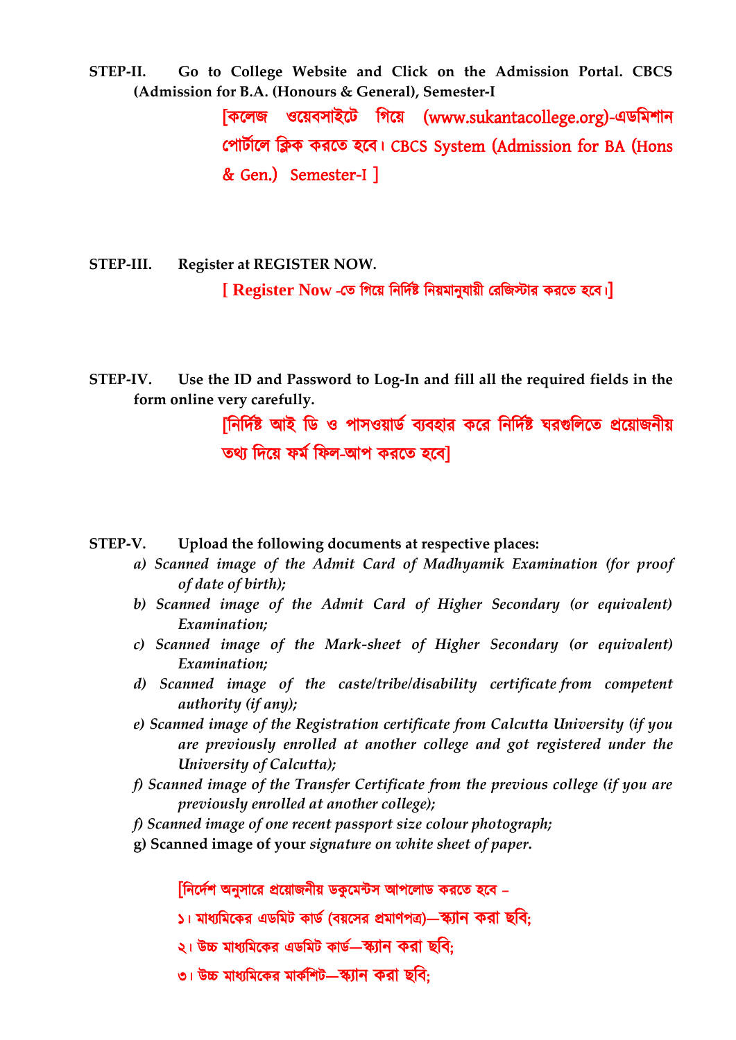**STEP-II.** **Go to College Website and Click on the Admission Portal. CBCS (Admission for B.A. (Honours & General), Semester-I**

[কলেজ ওয়েবসাইটে গিয়ে (www.sukantacollege.org)-এডমিশান পোর্টালে ক্লিক করতে হবে। CBCS System (Admission for BA (Hons & Gen.) Semester-I ]

**STEP-III.** **Register at REGISTER NOW.**

**[ Register Now -তে গিয়ে নির্দিষ্ট নিয়মানুযায়ী রেজিস্টার করতে হবে।]**

**STEP-IV.** **Use the ID and Password to Log-In and fill all the required fields in the form online very carefully.**

[নির্দিষ্ট আই ডি ও পাসওয়ার্ড ব্যবহার করে নির্দিষ্ট ঘরগুলিতে প্রয়োজনীয় তথ্য দিয়ে ফর্ম ফিল-আপ করতে হবে]

**STEP-V.** **Upload the following documents at respective places:**

*a) Scanned image of the Admit Card of Madhyamik Examination (for proof of date of birth);*

*b) Scanned image of the Admit Card of Higher Secondary (or equivalent) Examination;*

*c) Scanned image of the Mark-sheet of Higher Secondary (or equivalent) Examination;*

*d) Scanned image of the caste/tribe/disability certificate from competent authority (if any);*

*e) Scanned image of the Registration certificate from Calcutta University (if you are previously enrolled at another college and got registered under the University of Calcutta);*

*f) Scanned image of the Transfer Certificate from the previous college (if you are previously enrolled at another college);*

*f) Scanned image of one recent passport size colour photograph;*

**g) Scanned image of your** ***signature on white sheet of paper.***

[নির্দেশ অনুসারে প্রয়োজনীয় ডকুমেন্টস আপলোড করতে হবে –

১। মাধ্যমিকের এডমিট কার্ড (বয়সের প্রমাণপত্র)—স্ক্যান করা ছবি;

২। উচ্চ মাধ্যমিকের এডমিট কার্ড—স্ক্যান করা ছবি;

৩। উচ্চ মাধ্যমিকের মার্কশিট—স্ক্যান করা ছবি;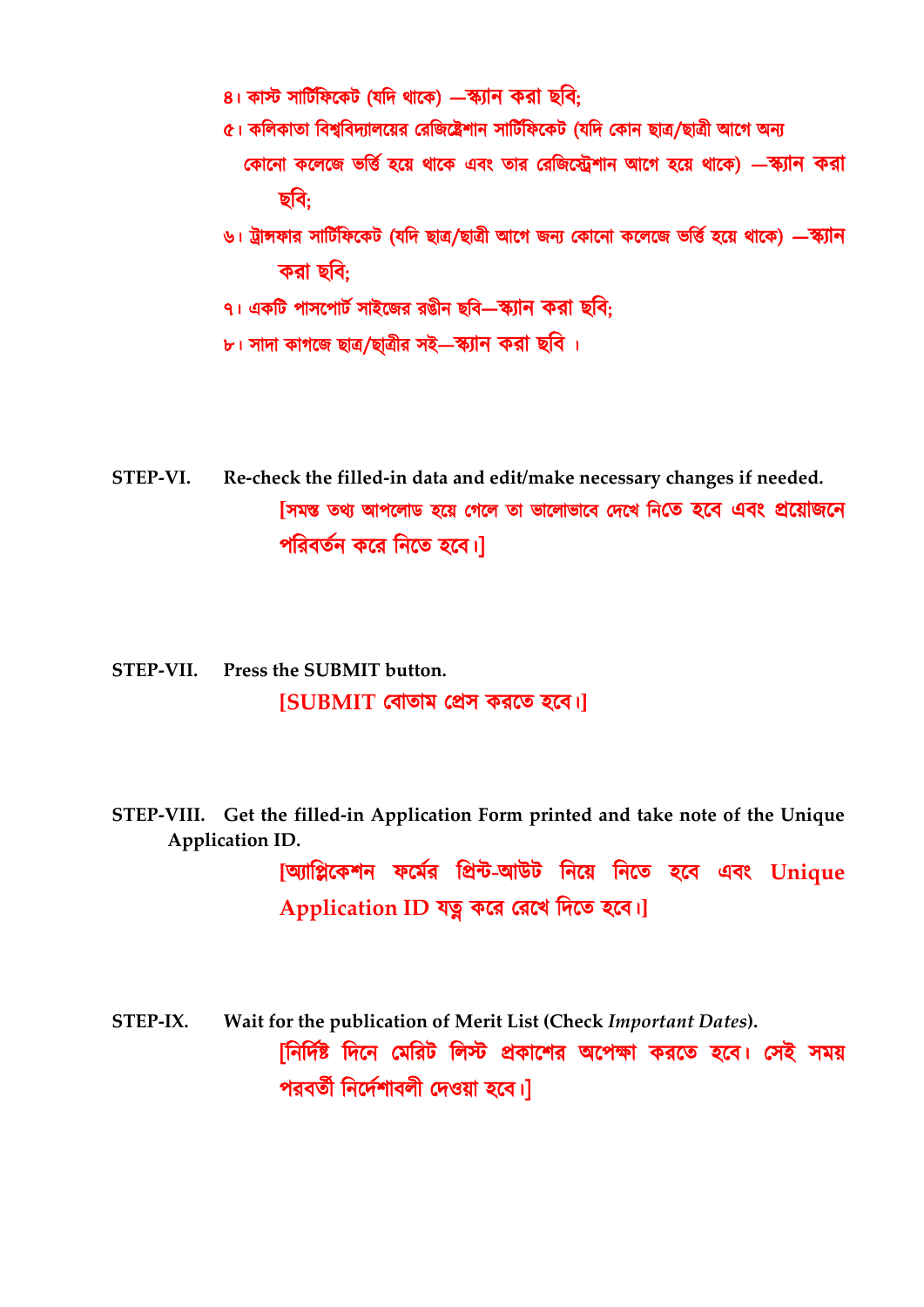৪। কাস্ট সার্টিফিকেট (যদি থাকে) —স্ক্যান করা ছবি;

৫। কলিকাতা বিশ্ববিদ্যালয়ের রেজিষ্ট্রেশান সার্টিফিকেট (যদি কোন ছাত্র/ছাত্রী আগে অন্য কোনো কলেজে ভর্তি হয়ে থাকে এবং তার রেজিস্ট্রেশান আগে হয়ে থাকে) —স্ক্যান করা ছবি;

৬। ট্রান্সফার সার্টিফিকেট (যদি ছাত্র/ছাত্রী আগে অন্য কোনো কলেজে ভর্তি হয়ে থাকে) —স্ক্যান করা ছবি;

৭। একটি পাসপোর্ট সাইজের রঙীন ছবি—স্ক্যান করা ছবি;

৮। সাদা কাগজে ছাত্র/ছাত্রীর সই—স্ক্যান করা ছবি ।

**STEP-VI.** **Re-check the filled-in data and edit/make necessary changes if needed.**

[সমস্ত তথ্য আপলোড হয়ে গেলে তা ভালোভাবে দেখে নিতে হবে এবং প্রয়োজনে পরিবর্তন করে নিতে হবে।]

**STEP-VII.** **Press the SUBMIT button.**

[SUBMIT বোতাম প্রেস করতে হবে।]

**STEP-VIII.** **Get the filled-in Application Form printed and take note of the Unique Application ID.**

[অ্যাপ্লিকেশন ফর্মের প্রিন্ট-আউট নিয়ে নিতে হবে এবং Unique Application ID যত্ন করে রেখে দিতে হবে।]

**STEP-IX.** **Wait for the publication of Merit List (Check *Important Dates*).**

[নির্দিষ্ট দিনে মেরিট লিস্ট প্রকাশের অপেক্ষা করতে হবে। সেই সময় পরবর্তী নির্দেশাবলী দেওয়া হবে।]